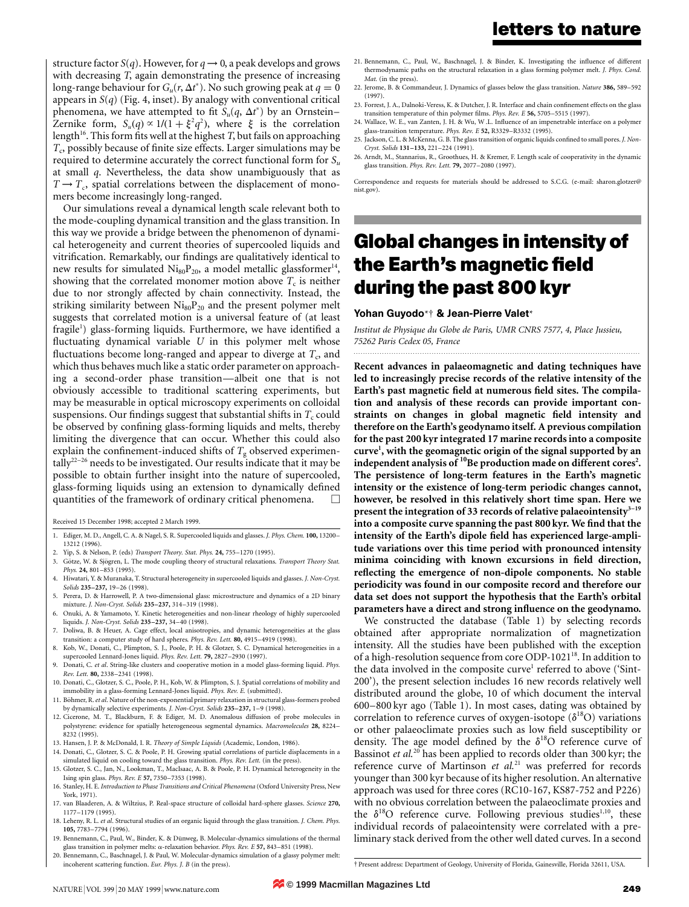structure factor $S(q)$. However, for $q \to 0$, a peak develops and grows with decreasing $T$, again demonstrating the presence of increasing long-range behaviour for $G_u(r, \Delta t^*)$. No such growing peak at $q = 0$ appears in $S(q)$ (Fig. 4, inset). By analogy with conventional critical phenomena, we have attempted to fit $S_u(q, \Delta t^*)$ by an Ornstein–Zernike form, $S_u(q) \propto 1/(1 + \xi^2 q^2)$, where $\xi$ is the correlation length[16]. This form fits well at the highest $T$, but fails on approaching $T_c$, possibly because of finite size effects. Larger simulations may be required to determine accurately the correct functional form for $S_u$ at small $q$. Nevertheless, the data show unambiguously that as $T \to T_c$, spatial correlations between the displacement of monomers become increasingly long-ranged.

Our simulations reveal a dynamical length scale relevant both to the mode-coupling dynamical transition and the glass transition. In this way we provide a bridge between the phenomenon of dynamical heterogeneity and current theories of supercooled liquids and vitrification. Remarkably, our findings are qualitatively identical to new results for simulated $Ni_{80}P_{20}$, a model metallic glassformer[14], showing that the correlated monomer motion above $T_c$ is neither due to nor strongly affected by chain connectivity. Instead, the striking similarity between $Ni_{80}P_{20}$ and the present polymer melt suggests that correlated motion is a universal feature of (at least fragile[1]) glass-forming liquids. Furthermore, we have identified a fluctuating dynamical variable $U$ in this polymer melt whose fluctuations become long-ranged and appear to diverge at $T_c$, and which thus behaves much like a static order parameter on approaching a second-order phase transition—albeit one that is not obviously accessible to traditional scattering experiments, but may be measurable in optical microscopy experiments on colloidal suspensions. Our findings suggest that substantial shifts in $T_c$ could be observed by confining glass-forming liquids and melts, thereby limiting the divergence that can occur. Whether this could also explain the confinement-induced shifts of $T_g$ observed experimentally[22–26] needs to be investigated. Our results indicate that it may be possible to obtain further insight into the nature of supercooled, glass-forming liquids using an extension to dynamically defined quantities of the framework of ordinary critical phenomena. □

Received 15 December 1998; accepted 2 March 1999.

1. Ediger, M. D., Angell, C. A. & Nagel, S. R. Supercooled liquids and glasses. *J. Phys. Chem.* **100,** 13200–13212 (1996).
2. Yip, S. & Nelson, P. (eds) *Transport Theory. Stat. Phys.* **24,** 755–1270 (1995).
3. Götze, W. & Sjögren, L. The mode coupling theory of structural relaxations. *Transport Theory Stat. Phys.* **24,** 801–853 (1995).
4. Hiwatari, Y. & Muranaka, T. Structural heterogeneity in supercooled liquids and glasses. *J. Non-Cryst. Solids* **235–237,** 19–26 (1998).
5. Perera, D. & Harrowell, P. A two-dimensional glass: microstructure and dynamics of a 2D binary mixture. *J. Non-Cryst. Solids* **235–237,** 314–319 (1998).
6. Onuki, A. & Yamamoto, Y. Kinetic heterogeneities and non-linear rheology of highly supercooled liquids. *J. Non-Cryst. Solids* **235–237,** 34–40 (1998).
7. Doliwa, B. & Heuer, A. Cage effect, local anisotropies, and dynamic heterogeneities at the glass transition: a computer study of hard spheres. *Phys. Rev. Lett.* **80,** 4915–4919 (1998).
8. Kob, W., Donati, C., Plimpton, S. J., Poole, P. H. & Glotzer, S. C. Dynamical heterogeneities in a supercooled Lennard-Jones liquid. *Phys. Rev. Lett.* **79,** 2827–2930 (1997).
9. Donati, C. *et al*. String-like clusters and cooperative motion in a model glass-forming liquid. *Phys. Rev. Lett.* **80,** 2338–2341 (1998).
10. Donati, C., Glotzer, S. C., Poole, P. H., Kob, W. & Plimpton, S. J. Spatial correlations of mobility and immobility in a glass-forming Lennard-Jones liquid. *Phys. Rev. E.* (submitted).
11. Böhmer, R. *et al*. Nature of the non-exponential primary relaxation in structural glass-formers probed by dynamically selective experiments. *J. Non-Cryst. Solids* **235–237,** 1–9 (1998).
12. Cicerone, M. T., Blackburn, F. & Ediger, M. D. Anomalous diffusion of probe molecules in polystyrene: evidence for spatially heterogeneous segmental dynamics. *Macromolecules* **28,** 8224–8232 (1995).
13. Hansen, J. P. & McDonald, I. R. *Theory of Simple Liquids* (Academic, London, 1986).
14. Donati, C., Glotzer, S. C. & Poole, P. H. Growing spatial correlations of particle displacements in a simulated liquid on cooling toward the glass transition. *Phys. Rev. Lett.* (in the press).
15. Glotzer, S. C., Jan, N., Lookman, T., MacIsaac, A. B. & Poole, P. H. Dynamical heterogeneity in the Ising spin glass. *Phys. Rev. E* **57,** 7350–7353 (1998).
16. Stanley, H. E. *Introduction to Phase Transitions and Critical Phenomena* (Oxford University Press, New York, 1971).
17. van Blaaderen, A. & Wiltzius, P. Real-space structure of colloidal hard-sphere glasses. *Science* **270,** 1177–1179 (1995).
18. Leheny, R. L. *et al*. Structural studies of an organic liquid through the glass transition. *J. Chem. Phys.* **105,** 7783–7794 (1996).
19. Bennemann, C., Paul, W., Binder, K. & Dünweg, B. Molecular-dynamics simulations of the thermal glass transition in polymer melts: α-relaxation behavior. *Phys. Rev. E* **57,** 843–851 (1998).
20. Bennemann, C., Baschnagel, J. & Paul, W. Molecular-dynamics simulation of a glassy polymer melt: incoherent scattering function. *Eur. Phys. J. B* (in the press).
21. Bennemann, C., Paul, W., Baschnagel, J. & Binder, K. Investigating the influence of different thermodynamic paths on the structural relaxation in a glass forming polymer melt. *J. Phys. Cond. Mat.* (in the press).
22. Jerome, B. & Commandeur, J. Dynamics of glasses below the glass transition. *Nature* **386,** 589–592 (1997).
23. Forrest, J. A., Dalnoki-Veress, K. & Dutcher, J. R. Interface and chain confinement effects on the glass transition temperature of thin polymer films. *Phys. Rev. E* **56,** 5705–5515 (1997).
24. Wallace, W. E., van Zanten, J. H. & Wu, W .L. Influence of an impenetrable interface on a polymer glass-transition temperature. *Phys. Rev. E* **52,** R3329–R3332 (1995).
25. Jackson, C. L. & McKenna, G. B. The glass transition of organic liquids confined to small pores. *J. Non-Cryst. Solids* **131–133,** 221–224 (1991).
26. Arndt, M., Stannarius, R., Groothues, H. & Kremer, F. Length scale of cooperativity in the dynamic glass transition. *Phys. Rev. Lett.* **79,** 2077–2080 (1997).

Correspondence and requests for materials should be addressed to S.C.G. (e-mail: sharon.glotzer@nist.gov).

# Global changes in intensity of the Earth's magnetic field during the past 800 kyr

**Yohan Guyodo*† & Jean-Pierre Valet***

*Institut de Physique du Globe de Paris, UMR CNRS 7577, 4, Place Jussieu, 75262 Paris Cedex 05, France*

**Recent advances in palaeomagnetic and dating techniques have led to increasingly precise records of the relative intensity of the Earth's past magnetic field at numerous field sites. The compilation and analysis of these records can provide important constraints on changes in global magnetic field intensity and therefore on the Earth's geodynamo itself. A previous compilation for the past 200 kyr integrated 17 marine records into a composite curve[1], with the geomagnetic origin of the signal supported by an independent analysis of $^{10}Be$ production made on different cores[2]. The persistence of long-term features in the Earth's magnetic intensity or the existence of long-term periodic changes cannot, however, be resolved in this relatively short time span. Here we present the integration of 33 records of relative palaeointensity[3–19] into a composite curve spanning the past 800 kyr. We find that the intensity of the Earth's dipole field has experienced large-amplitude variations over this time period with pronounced intensity minima coinciding with known excursions in field direction, reflecting the emergence of non-dipole components. No stable periodicity was found in our composite record and therefore our data set does not support the hypothesis that the Earth's orbital parameters have a direct and strong influence on the geodynamo.**

We constructed the database (Table 1) by selecting records obtained after appropriate normalization of magnetization intensity. All the studies have been published with the exception of a high-resolution sequence from core ODP-1021[18]. In addition to the data involved in the composite curve[1] referred to above ('Sint-200'), the present selection includes 16 new records relatively well distributed around the globe, 10 of which document the interval 600–800 kyr ago (Table 1). In most cases, dating was obtained by correlation to reference curves of oxygen-isotope ($\delta^{18}O$) variations or other palaeoclimate proxies such as low field susceptibility or density. The age model defined by the $\delta^{18}O$ reference curve of Bassinot *et al.*[20] has been applied to records older than 300 kyr; the reference curve of Martinson *et al.*[21] was preferred for records younger than 300 kyr because of its higher resolution. An alternative approach was used for three cores (RC10-167, KS87-752 and P226) with no obvious correlation between the palaeoclimate proxies and the $\delta^{18}O$ reference curve. Following previous studies[1,10], these individual records of palaeointensity were correlated with a preliminary stack derived from the other well dated curves. In a second

† Present address: Department of Geology, University of Florida, Gainesville, Florida 32611, USA.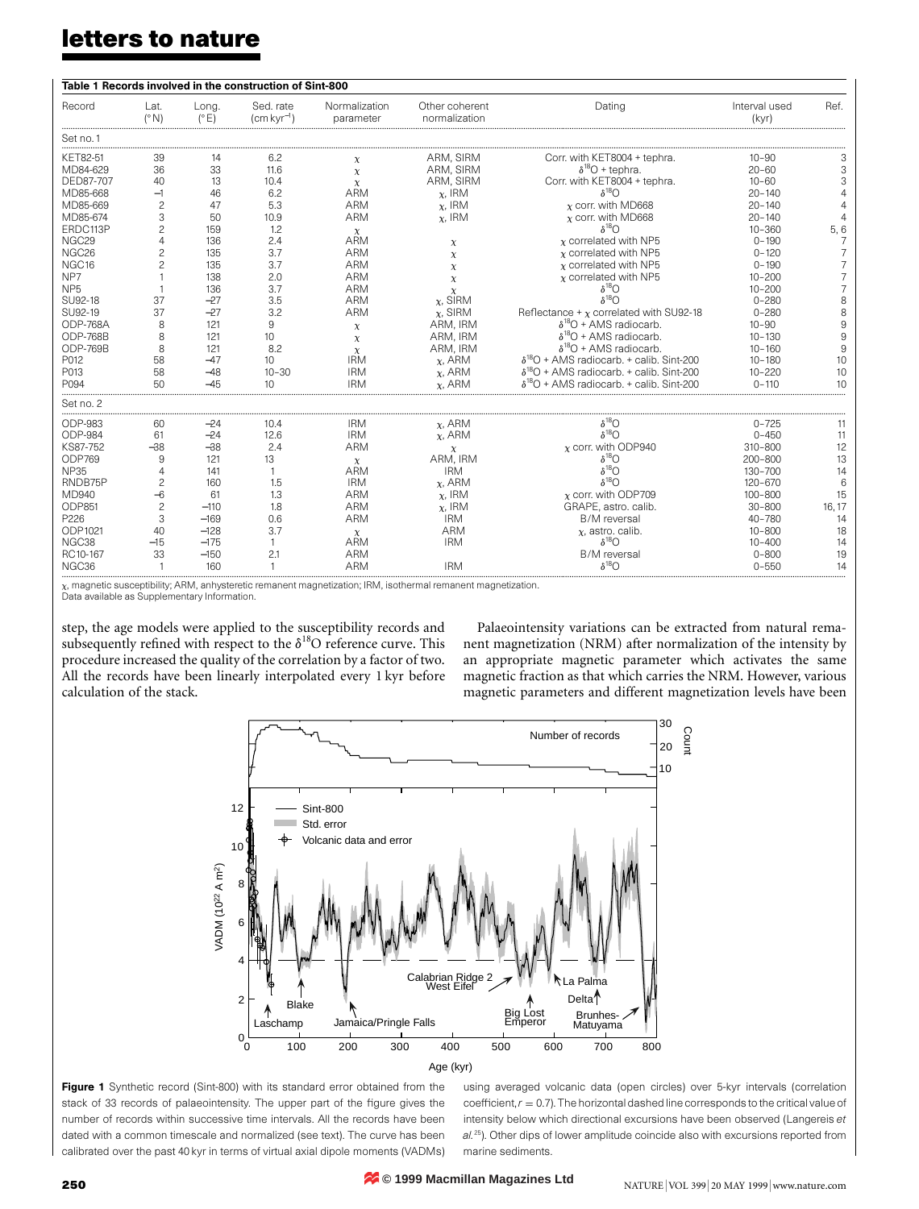**Table 1 Records involved in the construction of Sint-800**

| Record | Lat. (°N) | Long. (°E) | Sed. rate (cm kyr$^{-1}$) | Normalization parameter | Other coherent normalization | Dating | Interval used (kyr) | Ref. |
|---|---|---|---|---|---|---|---|---|
| Set no. 1 | | | | | | | | |
| KET82-51 | 39 | 14 | 6.2 | χ | ARM, SIRM | Corr. with KET8004 + tephra. | 10–90 | 3 |
| MD84-629 | 36 | 33 | 11.6 | χ | ARM, SIRM | $\delta^{18}$O + tephra. | 20–60 | 3 |
| DED87-707 | 40 | 13 | 10.4 | χ | ARM, SIRM | Corr. with KET8004 + tephra. | 10–60 | 3 |
| MD85-668 | −1 | 46 | 6.2 | ARM | χ, IRM | $\delta^{18}$O | 20–140 | 4 |
| MD85-669 | 2 | 47 | 5.3 | ARM | χ, IRM | χ corr. with MD668 | 20–140 | 4 |
| MD85-674 | 3 | 50 | 10.9 | ARM | χ, IRM | χ corr. with MD668 | 20–140 | 4 |
| ERDC113P | 2 | 159 | 1.2 | χ | | $\delta^{18}$O | 10–360 | 5, 6 |
| NGC29 | 4 | 136 | 2.4 | ARM | χ | χ correlated with NP5 | 0–190 | 7 |
| NGC26 | 2 | 135 | 3.7 | ARM | χ | χ correlated with NP5 | 0–120 | 7 |
| NGC16 | 2 | 135 | 3.7 | ARM | χ | χ correlated with NP5 | 0–190 | 7 |
| NP7 | 1 | 138 | 2.0 | ARM | χ | χ correlated with NP5 | 10–200 | 7 |
| NP5 | 1 | 136 | 3.7 | ARM | χ | $\delta^{18}$O | 10–200 | 7 |
| SU92-18 | 37 | −27 | 3.5 | ARM | χ, SIRM | $\delta^{18}$O | 0–280 | 8 |
| SU92-19 | 37 | −27 | 3.2 | ARM | χ, SIRM | Reflectance + χ correlated with SU92-18 | 0–280 | 8 |
| ODP-768A | 8 | 121 | 9 | χ | ARM, IRM | $\delta^{18}$O + AMS radiocarb. | 10–90 | 9 |
| ODP-768B | 8 | 121 | 10 | χ | ARM, IRM | $\delta^{18}$O + AMS radiocarb. | 10–130 | 9 |
| ODP-769B | 8 | 121 | 8.2 | χ | ARM, IRM | $\delta^{18}$O + AMS radiocarb. | 10–160 | 9 |
| P012 | 58 | −47 | 10 | IRM | χ, ARM | $\delta^{18}$O + AMS radiocarb. + calib. Sint-200 | 10–180 | 10 |
| P013 | 58 | −48 | 10–30 | IRM | χ, ARM | $\delta^{18}$O + AMS radiocarb. + calib. Sint-200 | 10–220 | 10 |
| P094 | 50 | −45 | 10 | IRM | χ, ARM | $\delta^{18}$O + AMS radiocarb. + calib. Sint-200 | 0–110 | 10 |
| Set no. 2 | | | | | | | | |
| ODP-983 | 60 | −24 | 10.4 | IRM | χ, ARM | $\delta^{18}$O | 0–725 | 11 |
| ODP-984 | 61 | −24 | 12.6 | IRM | χ, ARM | $\delta^{18}$O | 0–450 | 11 |
| KS87-752 | −38 | −38 | 2.4 | ARM | χ | χ corr. with ODP940 | 310–800 | 12 |
| ODP769 | 9 | 121 | 13 | χ | ARM, IRM | $\delta^{18}$O | 200–800 | 13 |
| NP35 | 4 | 141 | 1 | ARM | IRM | $\delta^{18}$O | 130–700 | 14 |
| RNDB75P | 2 | 160 | 1.5 | IRM | χ, ARM | $\delta^{18}$O | 120–670 | 6 |
| MD940 | −6 | 61 | 1.3 | ARM | χ, IRM | χ corr. with ODP709 | 100–800 | 15 |
| ODP851 | 2 | −110 | 1.8 | ARM | χ, IRM | GRAPE, astro. calib. | 30–800 | 16, 17 |
| P226 | 3 | −169 | 0.6 | ARM | IRM | B/M reversal | 40–780 | 14 |
| ODP1021 | 40 | −128 | 3.7 | χ | ARM | χ, astro. calib. | 10–800 | 18 |
| NGC38 | −15 | −175 | 1 | ARM | IRM | $\delta^{18}$O | 10–400 | 14 |
| RC10-167 | 33 | −150 | 2.1 | ARM | | B/M reversal | 0–800 | 19 |
| NGC36 | 1 | 160 | 1 | ARM | IRM | $\delta^{18}$O | 0–550 | 14 |

χ, magnetic susceptibility; ARM, anhysteretic remanent magnetization; IRM, isothermal remanent magnetization.
Data available as Supplementary Information.

step, the age models were applied to the susceptibility records and subsequently refined with respect to the $\delta^{18}$O reference curve. This procedure increased the quality of the correlation by a factor of two. All the records have been linearly interpolated every 1 kyr before calculation of the stack.

Palaeointensity variations can be extracted from natural remanent magnetization (NRM) after normalization of the intensity by an appropriate magnetic parameter which activates the same magnetic fraction as that which carries the NRM. However, various magnetic parameters and different magnetization levels have been

**Figure 1** Synthetic record (Sint-800) with its standard error obtained from the stack of 33 records of palaeointensity. The upper part of the figure gives the number of records within successive time intervals. All the records have been dated with a common timescale and normalized (see text). The curve has been calibrated over the past 40 kyr in terms of virtual axial dipole moments (VADMs) using averaged volcanic data (open circles) over 5-kyr intervals (correlation coefficient, $r = 0.7$). The horizontal dashed line corresponds to the critical value of intensity below which directional excursions have been observed (Langereis *et al.*[25]). Other dips of lower amplitude coincide also with excursions reported from marine sediments.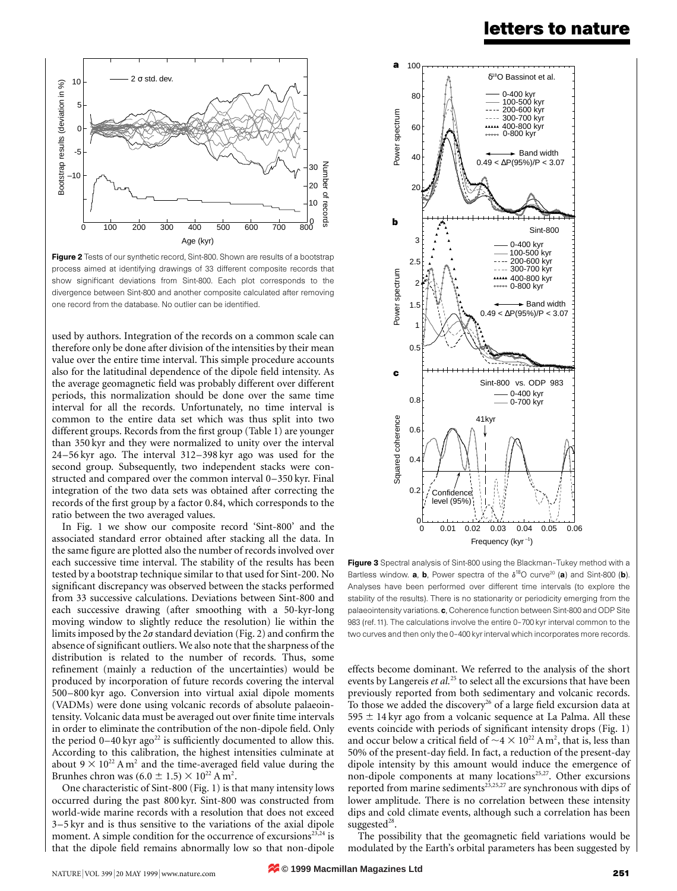**Figure 2** Tests of our synthetic record, Sint-800. Shown are results of a bootstrap process aimed at identifying drawings of 33 different composite records that show significant deviations from Sint-800. Each plot corresponds to the divergence between Sint-800 and another composite calculated after removing one record from the database. No outlier can be identified.

used by authors. Integration of the records on a common scale can therefore only be done after division of the intensities by their mean value over the entire time interval. This simple procedure accounts also for the latitudinal dependence of the dipole field intensity. As the average geomagnetic field was probably different over different periods, this normalization should be done over the same time interval for all the records. Unfortunately, no time interval is common to the entire data set which was thus split into two different groups. Records from the first group (Table 1) are younger than 350 kyr and they were normalized to unity over the interval 24–56 kyr ago. The interval 312–398 kyr ago was used for the second group. Subsequently, two independent stacks were constructed and compared over the common interval 0–350 kyr. Final integration of the two data sets was obtained after correcting the records of the first group by a factor 0.84, which corresponds to the ratio between the two averaged values.

In Fig. 1 we show our composite record 'Sint-800' and the associated standard error obtained after stacking all the data. In the same figure are plotted also the number of records involved over each successive time interval. The stability of the results has been tested by a bootstrap technique similar to that used for Sint-200. No significant discrepancy was observed between the stacks performed from 33 successive calculations. Deviations between Sint-800 and each successive drawing (after smoothing with a 50-kyr-long moving window to slightly reduce the resolution) lie within the limits imposed by the $2\sigma$ standard deviation (Fig. 2) and confirm the absence of significant outliers. We also note that the sharpness of the distribution is related to the number of records. Thus, some refinement (mainly a reduction of the uncertainties) would be produced by incorporation of future records covering the interval 500–800 kyr ago. Conversion into virtual axial dipole moments (VADMs) were done using volcanic records of absolute palaeointensity. Volcanic data must be averaged out over finite time intervals in order to eliminate the contribution of the non-dipole field. Only the period 0–40 kyr ago[22] is sufficiently documented to allow this. According to this calibration, the highest intensities culminate at about $9 \times 10^{22}$ A m$^2$ and the time-averaged field value during the Brunhes chron was $(6.0 \pm 1.5) \times 10^{22}$ A m$^2$.

One characteristic of Sint-800 (Fig. 1) is that many intensity lows occurred during the past 800 kyr. Sint-800 was constructed from world-wide marine records with a resolution that does not exceed 3–5 kyr and is thus sensitive to the variations of the axial dipole moment. A simple condition for the occurrence of excursions[23,24] is that the dipole field remains abnormally low so that non-dipole effects become dominant. We referred to the analysis of the short events by Langereis *et al.*[25] to select all the excursions that have been previously reported from both sedimentary and volcanic records. To those we added the discovery[26] of a large field excursion data at 595 ± 14 kyr ago from a volcanic sequence at La Palma. All these events coincide with periods of significant intensity drops (Fig. 1) and occur below a critical field of $\sim 4 \times 10^{22}$ A m$^2$, that is, less than 50% of the present-day field. In fact, a reduction of the present-day dipole intensity by this amount would induce the emergence of non-dipole components at many locations[25,27]. Other excursions reported from marine sediments[23,25,27] are synchronous with dips of lower amplitude. There is no correlation between these intensity dips and cold climate events, although such a correlation has been suggested[28].

The possibility that the geomagnetic field variations would be modulated by the Earth's orbital parameters has been suggested by

**Figure 3** Spectral analysis of Sint-800 using the Blackman–Tukey method with a Bartless window. **a**, **b**, Power spectra of the $\delta^{18}O$ curve[20] (**a**) and Sint-800 (**b**). Analyses have been performed over different time intervals (to explore the stability of the results). There is no stationarity or periodicity emerging from the palaeointensity variations. **c**, Coherence function between Sint-800 and ODP Site 983 (ref. 11). The calculations involve the entire 0–700 kyr interval common to the two curves and then only the 0–400 kyr interval which incorporates more records.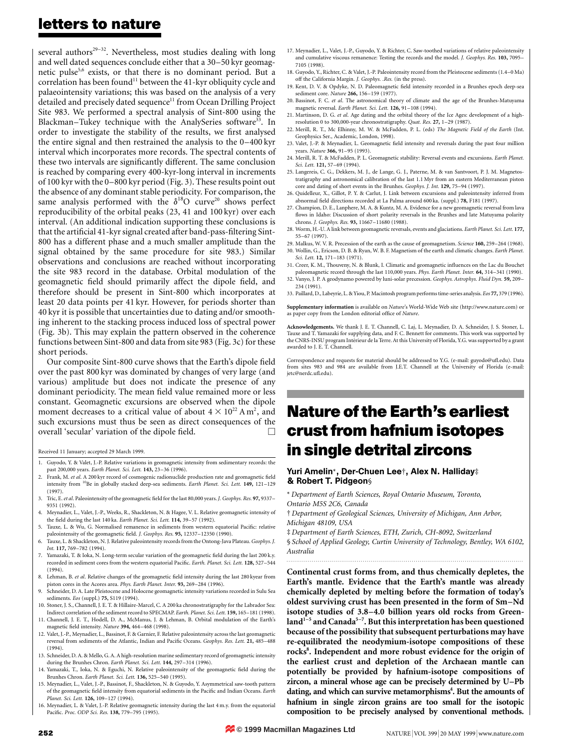several authors[29–32]. Nevertheless, most studies dealing with long and well dated sequences conclude either that a 30–50 kyr geomagnetic pulse[5,6] exists, or that there is no dominant period. But a correlation has been found[11] between the 41-kyr obliquity cycle and palaeointensity variations; this was based on the analysis of a very detailed and precisely dated sequence[11] from Ocean Drilling Project Site 983. We performed a spectral analysis of Sint-800 using the Blackman–Tukey technique with the AnalySeries software[33]. In order to investigate the stability of the results, we first analysed the entire signal and then restrained the analysis to the 0–400 kyr interval which incorporates more records. The spectral contents of these two intervals are significantly different. The same conclusion is reached by comparing every 400-kyr-long interval in increments of 100 kyr with the 0–800 kyr period (Fig. 3). These results point out the absence of any dominant stable periodicity. For comparison, the same analysis performed with the $\delta^{18}O$ curve[20] shows perfect reproducibility of the orbital peaks (23, 41 and 100 kyr) over each interval. (An additional indication supporting these conclusions is that the artificial 41-kyr signal created after band-pass-filtering Sint-800 has a different phase and a much smaller amplitude than the signal obtained by the same procedure for site 983.) Similar observations and conclusions are reached without incorporating the site 983 record in the database. Orbital modulation of the geomagnetic field should primarily affect the dipole field, and therefore should be present in Sint-800 which incorporates at least 20 data points per 41 kyr. However, for periods shorter than 40 kyr it is possible that uncertainties due to dating and/or smoothing inherent to the stacking process induced loss of spectral power (Fig. 3b). This may explain the pattern observed in the coherence functions between Sint-800 and data from site 983 (Fig. 3c) for these short periods.

Our composite Sint-800 curve shows that the Earth's dipole field over the past 800 kyr was dominated by changes of very large (and various) amplitude but does not indicate the presence of any dominant periodicity. The mean field value remained more or less constant. Geomagnetic excursions are observed when the dipole moment decreases to a critical value of about $4 \times 10^{22}$ A m$^2$, and such excursions must thus be seen as direct consequences of the overall 'secular' variation of the dipole field. □

Received 11 January; accepted 29 March 1999.

1. Guyodo, Y. & Valet, J.-P. Relative variations in geomagnetic intensity from sedimentary records: the past 200,000 years. *Earth Planet. Sci. Lett.* **143,** 23–36 (1996).
2. Frank, M. *et al*. A 200 kyr record of cosmogenic radionuclide production rate and geomagnetic field intensity from $^{10}$Be in globally stacked deep-sea sediments. *Earth Planet. Sci. Lett.* **149,** 121–129 (1997).
3. Tric, E. *et al*. Paleointensity of the geomagnetic field for the last 80,000 years. *J. Geophys. Res.* **97,** 9337–9351 (1992).
4. Meynadier, L., Valet, J.-P., Weeks, R., Shackleton, N. & Hagee, V. L. Relative geomagnetic intensity of the field during the last 140 ka. *Earth Planet. Sci. Lett.* **114,** 39–57 (1992).
5. Tauxe, L. & Wu, G. Normalised remanence in sediments from western equatorial Pacific: relative paleointensity of the geomagnetic field. *J. Geophys. Res.* **95,** 12337–12350 (1990).
6. Tauxe, L. & Shackleton, N. J. Relative paleointensity records from the Ontong-Java Plateau. *Geophys. J. Int.* **117,** 769–782 (1994).
7. Yamazaki, T. & Ioka, N. Long-term secular variation of the geomagnetic field during the last 200 k.y. recorded in sediment cores from the western equatorial Pacific. *Earth. Planet. Sci. Lett.* **128,** 527–544 (1994).
8. Lehman, B. *et al*. Relative changes of the geomagnetic field intensity during the last 280 kyear from piston cores in the Acores area. *Phys. Earth Planet. Inter.* **93,** 269–284 (1996).
9. Schneider, D. A. Late Pleistocene and Holocene geomagnetic intensity variations recorded in Sulu Sea sediments. *Eos* (suppl.) **75,** S119 (1994).
10. Stoner, J. S., Channell, J. E. T. & Hillaire-Marcel, C. A 200 ka chronostratigraphy for the Labrador Sea: Indirect correlation of the sediment record to SPECMAP. *Earth. Planet. Sci. Lett.* **159,** 165–181 (1998).
11. Channell, J. E. T., Hodell, D. A., McManus, J. & Lehman, B. Orbital modulation of the Earth's magnetic field intensity. *Nature* **394,** 464–468 (1998).
12. Valet, J.-P., Meynadier, L., Bassinot, F. & Garnier, F. Relative paleointensity across the last geomagnetic reversal from sediments of the Atlantic, Indian and Pacific Oceans. *Geophys. Res. Lett.* **21,** 485–488 (1994).
13. Schneider, D. A. & Mello, G. A. A high-resolution marine sedimentary record of geomagnetic intensity during the Brunhes Chron. *Earth Planet. Sci. Lett.* **144,** 297–314 (1996).
14. Yamazaki, T., Ioka, N. & Eguchi, N. Relative paleointensity of the geomagnetic field during the Brunhes Chron. *Earth Planet. Sci. Lett.* **136,** 525–540 (1995).
15. Meynadier, L., Valet, J.-P., Bassinot, F., Shackleton, N. & Guyodo, Y. Asymmetrical saw-tooth pattern of the geomagnetic field intensity from equatorial sediments in the Pacific and Indian Oceans. *Earth Planet. Sci. Lett.* **126,** 109–127 (1994).
16. Meynadier, L. & Valet, J.-P. Relative geomagnetic intensity during the last 4 m.y. from the equatorial Pacific. *Proc. ODP Sci. Res.* **138,** 779–795 (1995).
17. Meynadier, L., Valet, J.-P., Guyodo, Y. & Richter, C. Saw-toothed variations of relative paleointensity and cumulative viscous remanence: Testing the records and the model. *J. Geophys. Res.* **103,** 7095–7105 (1998).
18. Guyodo, Y., Richter, C. & Valet, J.-P. Paleointensity record from the Pleistocene sediments (1.4–0 Ma) off the California Margin. *J. Geophys. .Res.* (in the press).
19. Kent, D. V. & Opdyke, N. D. Paleomagnetic field intensity recorded in a Brunhes epoch deep-sea sediment core. *Nature* **266,** 156–159 (1977).
20. Bassinot, F. C. *et al*. The astronomical theory of climate and the age of the Brunhes-Matuyama magnetic reversal. *Earth Planet. Sci. Lett.* **126,** 91–108 (1994).
21. Martinson, D. G. *et al*. Age dating and the orbital theory of the Ice Ages: development of a high-resolution 0 to 300,000-year chronostratigraphy. *Quat. Res.* **27,** 1–29 (1987).
22. Merill, R. T., Mc Elhinny, M. W. & McFadden, P. L. (eds) *The Magnetic Field of the Earth* (Int. Geophysics Ser., Academic, London, 1998).
23. Valet, J.-P. & Meynadier, L. Geomagnetic field intensity and reversals during the past four million years. *Nature* **366,** 91–95 (1993).
24. Merill, R. T. & McFadden, P. L. Geomagnetic field stability: Reversal events and excursions. *Earth Planet. Sci. Lett.* **121,** 57–69 (1994).
25. Langereis, C. G., Dekkers, M. J., de Lange, G. J., Paterne, M. & van Santvoort, P. J. M. Magnetostratigraphy and astronomical calibration of the last 1.1 Myr from an eastern Mediterranean piston core and dating of short events in the Brunhes. *Geophys. J. Int.* **129,** 75–94 (1997).
26. Quidelleur, X., Gillot, P. Y. & Carlut, J. Link between excursions and paleointensity inferred from abnormal field directions recorded at La Palma around 600 ka. (suppl.) **78,** F181 (1997).
27. Champion, D. E., Lanphere, M. A. & Kuntz, M. A. Evidence for a new geomagnetic reversal from lava flows in Idaho: Discussion of short polarity reversals in the Brunhes and late Matuyama polarity chrons. *J. Geophys. Res.* **93,** 11667–11680 (1988).
28. Worm, H.-U. A link between geomagnetic reversals, events and glaciations. *Earth Planet. Sci. Lett.* **177,** 55–67 (1997).
29. Malkus, W. V. R. Precession of the earth as the cause of geomagnetism. *Science* **160,** 259–264 (1968).
30. Wollin, G., Ericson, D. B. & Ryan, W. B. F. Magnetism of the earth and climatic changes. *Earth Planet. Sci. Lett.* **12,** 171–183 (1971).
31. Creer, K. M., Thouveny, N. & Blunk, I. Climatic and geomagnetic influences on the Lac du Bouchet paleomagnetic record through the last 110,000 years. *Phys. Earth Planet. Inter.* **64,** 314–341 (1990).
32. Vanyo, J. P. A geodynamo powered by luni-solar precession. *Geophys. Astrophys. Fluid Dyn.* **59,** 209–234 (1991).
33. Paillard, D., Labeyrie, L. & Yiou, P. Macintosh program performs time-series analysis. *Eos* **77,** 379 (1996).

**Supplementary information** is available on *Nature*'s World-Wide Web site (http://www.nature.com) or as paper copy from the London editorial office of *Nature*.

**Acknowledgements.** We thank J. E. T. Channell, C. Laj, L. Meynadier, D. A. Schneider, J. S. Stoner, L. Tauxe and T. Yamazaki for supplying data, and F. C. Bennett for comments. This work was supported by the CNRS-INSU program Intérieur de la Terre. At this University of Florida, Y.G. was supported by a grant awarded to J. E. T. Channell.

Correspondence and requests for material should be addressed to Y.G. (e-mail: guyodo@ufl.edu). Data from sites 983 and 984 are available from J.E.T. Channell at the University of Florida (e-mail: jetc@nerdc.ufl.edu).

# Nature of the Earth's earliest crust from hafnium isotopes in single detrital zircons

**Yuri Amelin\*, Der-Chuen Lee†, Alex N. Halliday‡ & Robert T. Pidgeon§**

\* *Department of Earth Sciences, Royal Ontario Museum, Toronto, Ontario M5S 2C6, Canada*

† *Department of Geological Sciences, University of Michigan, Ann Arbor, Michigan 48109, USA*

‡ *Department of Earth Sciences, ETH, Zurich, CH-8092, Switzerland*

§ *School of Applied Geology, Curtin University of Technology, Bentley, WA 6102, Australia*

**Continental crust forms from, and thus chemically depletes, the Earth's mantle. Evidence that the Earth's mantle was already chemically depleted by melting before the formation of today's oldest surviving crust has been presented in the form of Sm–Nd isotope studies of 3.8–4.0 billion years old rocks from Greenland[1–5] and Canada[5–7]. But this interpretation has been questioned because of the possibility that subsequent perturbations may have re-equilibrated the neodymium-isotope compositions of these rocks[8]. Independent and more robust evidence for the origin of the earliest crust and depletion of the Archaean mantle can potentially be provided by hafnium-isotope compositions of zircon, a mineral whose age can be precisely determined by U–Pb dating, and which can survive metamorphisms[4]. But the amounts of hafnium in single zircon grains are too small for the isotopic composition to be precisely analysed by conventional methods.**